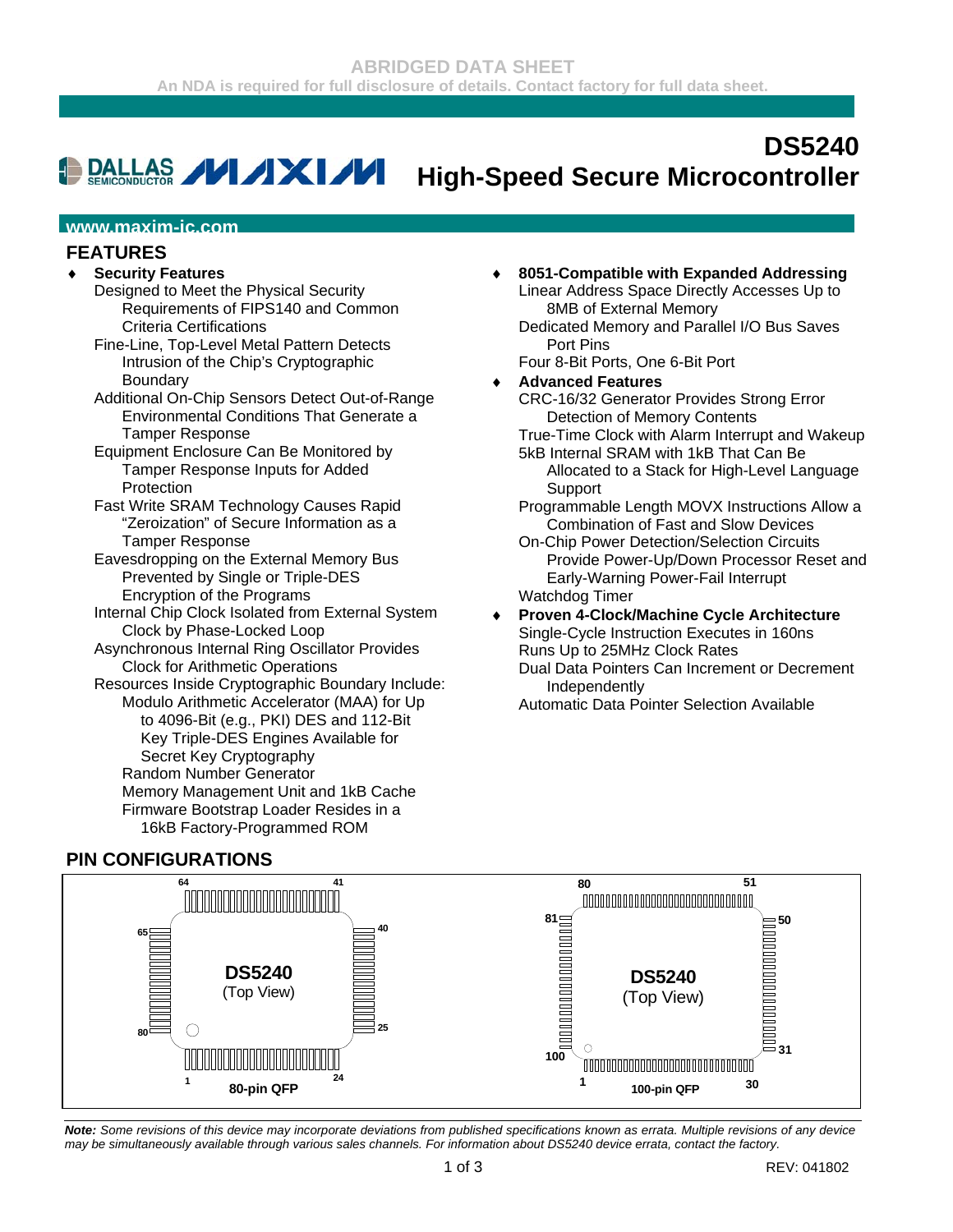ABRIDGED DATA SHEET

An NDA is required for full disclosure of details. Contact factory for full data sheet.

# DS5240 High-Speed Secure Microcontroller

www.maxim-ic.com

## FEATURES

- **Security Features**
  - Designed to Meet the Physical Security Requirements of FIPS140 and Common Criteria Certifications
  - Fine-Line, Top-Level Metal Pattern Detects Intrusion of the Chip's Cryptographic Boundary
  - Additional On-Chip Sensors Detect Out-of-Range Environmental Conditions That Generate a Tamper Response
  - Equipment Enclosure Can Be Monitored by Tamper Response Inputs for Added Protection
  - Fast Write SRAM Technology Causes Rapid "Zeroization" of Secure Information as a Tamper Response
  - Eavesdropping on the External Memory Bus Prevented by Single or Triple-DES Encryption of the Programs
  - Internal Chip Clock Isolated from External System Clock by Phase-Locked Loop
  - Asynchronous Internal Ring Oscillator Provides Clock for Arithmetic Operations
  - Resources Inside Cryptographic Boundary Include:
    - Modulo Arithmetic Accelerator (MAA) for Up to 4096-Bit (e.g., PKI) DES and 112-Bit Key Triple-DES Engines Available for Secret Key Cryptography
    - Random Number Generator
    - Memory Management Unit and 1kB Cache
    - Firmware Bootstrap Loader Resides in a 16kB Factory-Programmed ROM
- **8051-Compatible with Expanded Addressing**
  - Linear Address Space Directly Accesses Up to 8MB of External Memory
  - Dedicated Memory and Parallel I/O Bus Saves Port Pins
  - Four 8-Bit Ports, One 6-Bit Port
- **Advanced Features**
  - CRC-16/32 Generator Provides Strong Error Detection of Memory Contents
  - True-Time Clock with Alarm Interrupt and Wakeup
  - 5kB Internal SRAM with 1kB That Can Be Allocated to a Stack for High-Level Language Support
  - Programmable Length MOVX Instructions Allow a Combination of Fast and Slow Devices
  - On-Chip Power Detection/Selection Circuits Provide Power-Up/Down Processor Reset and Early-Warning Power-Fail Interrupt
  - Watchdog Timer
- **Proven 4-Clock/Machine Cycle Architecture**
  - Single-Cycle Instruction Executes in 160ns
  - Runs Up to 25MHz Clock Rates
  - Dual Data Pointers Can Increment or Decrement Independently
  - Automatic Data Pointer Selection Available

## PIN CONFIGURATIONS

DS5240 (Top View) — 80-pin QFP (pins 1–24, 25–40, 41–64, 65–80)

DS5240 (Top View) — 100-pin QFP (pins 1–30, 31–50, 51–80, 81–100)

***Note:*** *Some revisions of this device may incorporate deviations from published specifications known as errata. Multiple revisions of any device may be simultaneously available through various sales channels. For information about DS5240 device errata, contact the factory.*

REV: 041802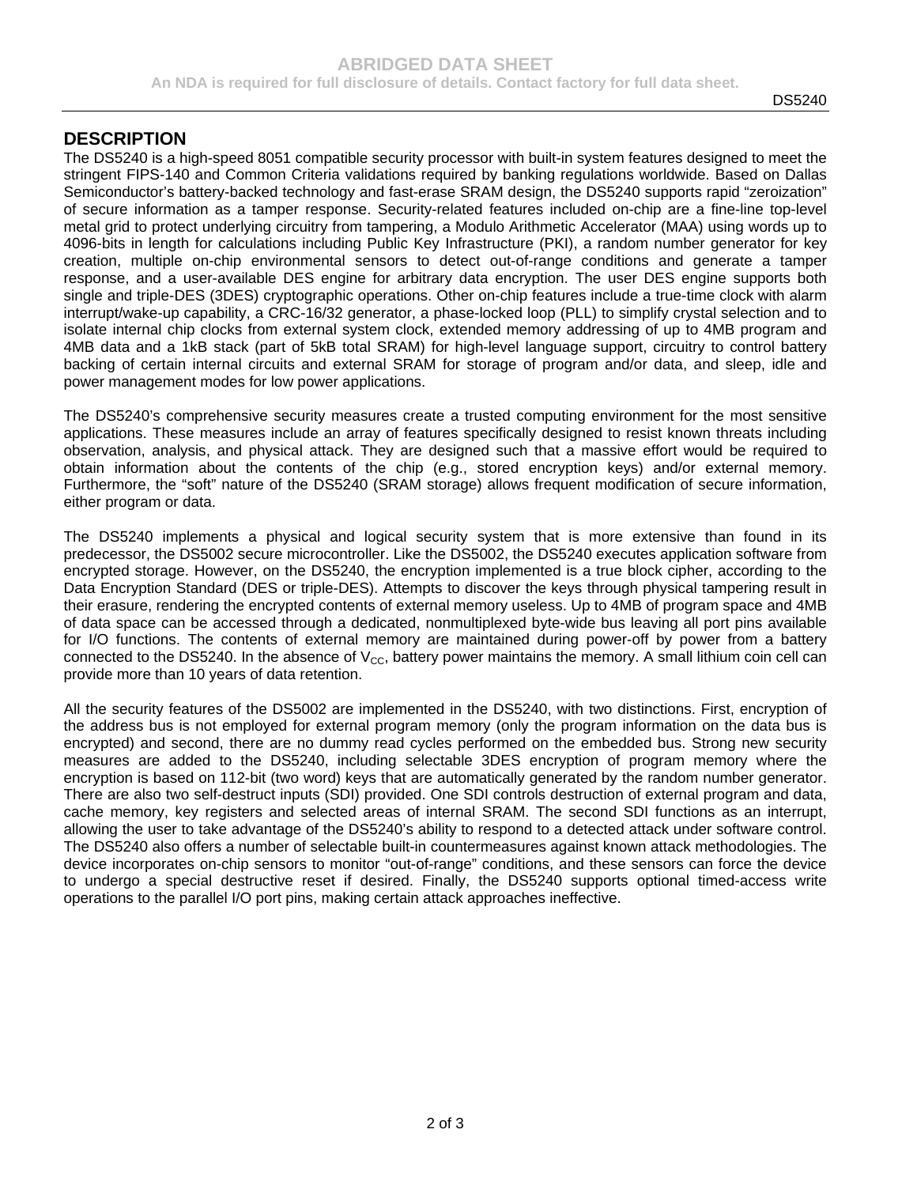## DESCRIPTION

The DS5240 is a high-speed 8051 compatible security processor with built-in system features designed to meet the stringent FIPS-140 and Common Criteria validations required by banking regulations worldwide. Based on Dallas Semiconductor's battery-backed technology and fast-erase SRAM design, the DS5240 supports rapid "zeroization" of secure information as a tamper response. Security-related features included on-chip are a fine-line top-level metal grid to protect underlying circuitry from tampering, a Modulo Arithmetic Accelerator (MAA) using words up to 4096-bits in length for calculations including Public Key Infrastructure (PKI), a random number generator for key creation, multiple on-chip environmental sensors to detect out-of-range conditions and generate a tamper response, and a user-available DES engine for arbitrary data encryption. The user DES engine supports both single and triple-DES (3DES) cryptographic operations. Other on-chip features include a true-time clock with alarm interrupt/wake-up capability, a CRC-16/32 generator, a phase-locked loop (PLL) to simplify crystal selection and to isolate internal chip clocks from external system clock, extended memory addressing of up to 4MB program and 4MB data and a 1kB stack (part of 5kB total SRAM) for high-level language support, circuitry to control battery backing of certain internal circuits and external SRAM for storage of program and/or data, and sleep, idle and power management modes for low power applications.

The DS5240's comprehensive security measures create a trusted computing environment for the most sensitive applications. These measures include an array of features specifically designed to resist known threats including observation, analysis, and physical attack. They are designed such that a massive effort would be required to obtain information about the contents of the chip (e.g., stored encryption keys) and/or external memory. Furthermore, the "soft" nature of the DS5240 (SRAM storage) allows frequent modification of secure information, either program or data.

The DS5240 implements a physical and logical security system that is more extensive than found in its predecessor, the DS5002 secure microcontroller. Like the DS5002, the DS5240 executes application software from encrypted storage. However, on the DS5240, the encryption implemented is a true block cipher, according to the Data Encryption Standard (DES or triple-DES). Attempts to discover the keys through physical tampering result in their erasure, rendering the encrypted contents of external memory useless. Up to 4MB of program space and 4MB of data space can be accessed through a dedicated, nonmultiplexed byte-wide bus leaving all port pins available for I/O functions. The contents of external memory are maintained during power-off by power from a battery connected to the DS5240. In the absence of $V_{CC}$, battery power maintains the memory. A small lithium coin cell can provide more than 10 years of data retention.

All the security features of the DS5002 are implemented in the DS5240, with two distinctions. First, encryption of the address bus is not employed for external program memory (only the program information on the data bus is encrypted) and second, there are no dummy read cycles performed on the embedded bus. Strong new security measures are added to the DS5240, including selectable 3DES encryption of program memory where the encryption is based on 112-bit (two word) keys that are automatically generated by the random number generator. There are also two self-destruct inputs (SDI) provided. One SDI controls destruction of external program and data, cache memory, key registers and selected areas of internal SRAM. The second SDI functions as an interrupt, allowing the user to take advantage of the DS5240's ability to respond to a detected attack under software control. The DS5240 also offers a number of selectable built-in countermeasures against known attack methodologies. The device incorporates on-chip sensors to monitor "out-of-range" conditions, and these sensors can force the device to undergo a special destructive reset if desired. Finally, the DS5240 supports optional timed-access write operations to the parallel I/O port pins, making certain attack approaches ineffective.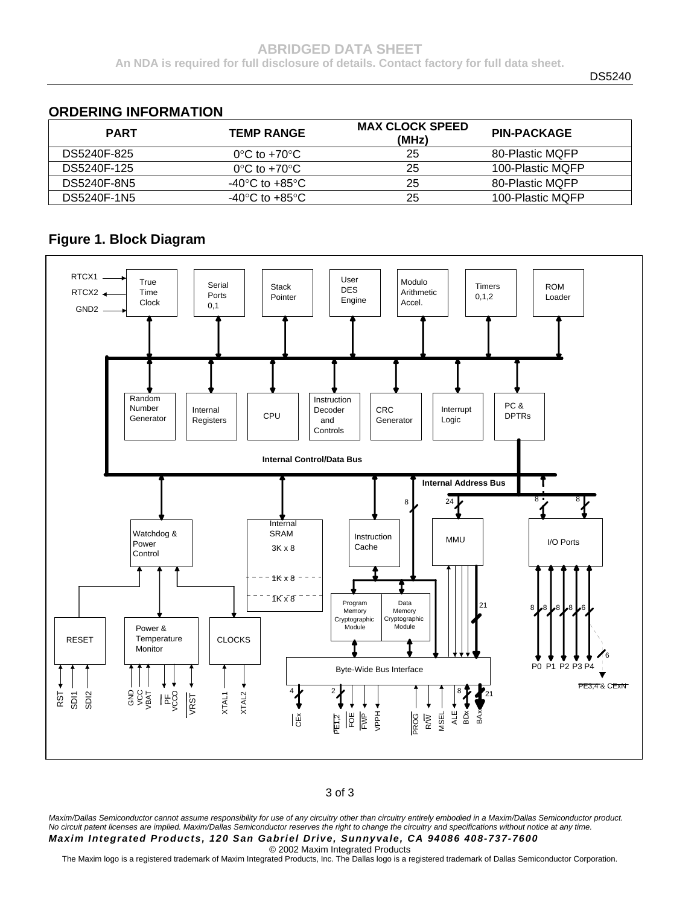**ABRIDGED DATA SHEET**
**An NDA is required for full disclosure of details. Contact factory for full data sheet.**

## ORDERING INFORMATION

| PART | TEMP RANGE | MAX CLOCK SPEED (MHz) | PIN-PACKAGE |
|---|---|---|---|
| DS5240F-825 | 0°C to +70°C | 25 | 80-Plastic MQFP |
| DS5240F-125 | 0°C to +70°C | 25 | 100-Plastic MQFP |
| DS5240F-8N5 | -40°C to +85°C | 25 | 80-Plastic MQFP |
| DS5240F-1N5 | -40°C to +85°C | 25 | 100-Plastic MQFP |

## Figure 1. Block Diagram

RTCX1
RTCX2
GND2
True Time Clock
Serial Ports 0,1
Stack Pointer
User DES Engine
Modulo Arithmetic Accel.
Timers 0,1,2
ROM Loader
Random Number Generator
Internal Registers
CPU
Instruction Decoder and Controls
CRC Generator
Interrupt Logic
PC & DPTRs
Internal Control/Data Bus
Internal Address Bus
8
24
8
8
Watchdog & Power Control
Internal SRAM
3K x 8
1K x 8
1K x 8
Instruction Cache
MMU
I/O Ports
Program Memory Cryptographic Module
Data Memory Cryptographic Module
21
8 8 8 8 6
RESET
Power & Temperature Monitor
CLOCKS
Byte-Wide Bus Interface
6
P0 P1 P2 P3 P4
PE3,4 & CExN
RST SDI1 SDI2
GND VCC VBAT PF VCCO VRST
XTAL1 XTAL2
4 CEx
2 PE1,2 FOE FWP VPPH
PROG R/W MSEL ALE BDx BAx
8
21

*Maxim/Dallas Semiconductor cannot assume responsibility for use of any circuitry other than circuitry entirely embodied in a Maxim/Dallas Semiconductor product. No circuit patent licenses are implied. Maxim/Dallas Semiconductor reserves the right to change the circuitry and specifications without notice at any time.*
***Maxim Integrated Products, 120 San Gabriel Drive, Sunnyvale, CA 94086 408-737-7600***
© 2002 Maxim Integrated Products
The Maxim logo is a registered trademark of Maxim Integrated Products, Inc. The Dallas logo is a registered trademark of Dallas Semiconductor Corporation.